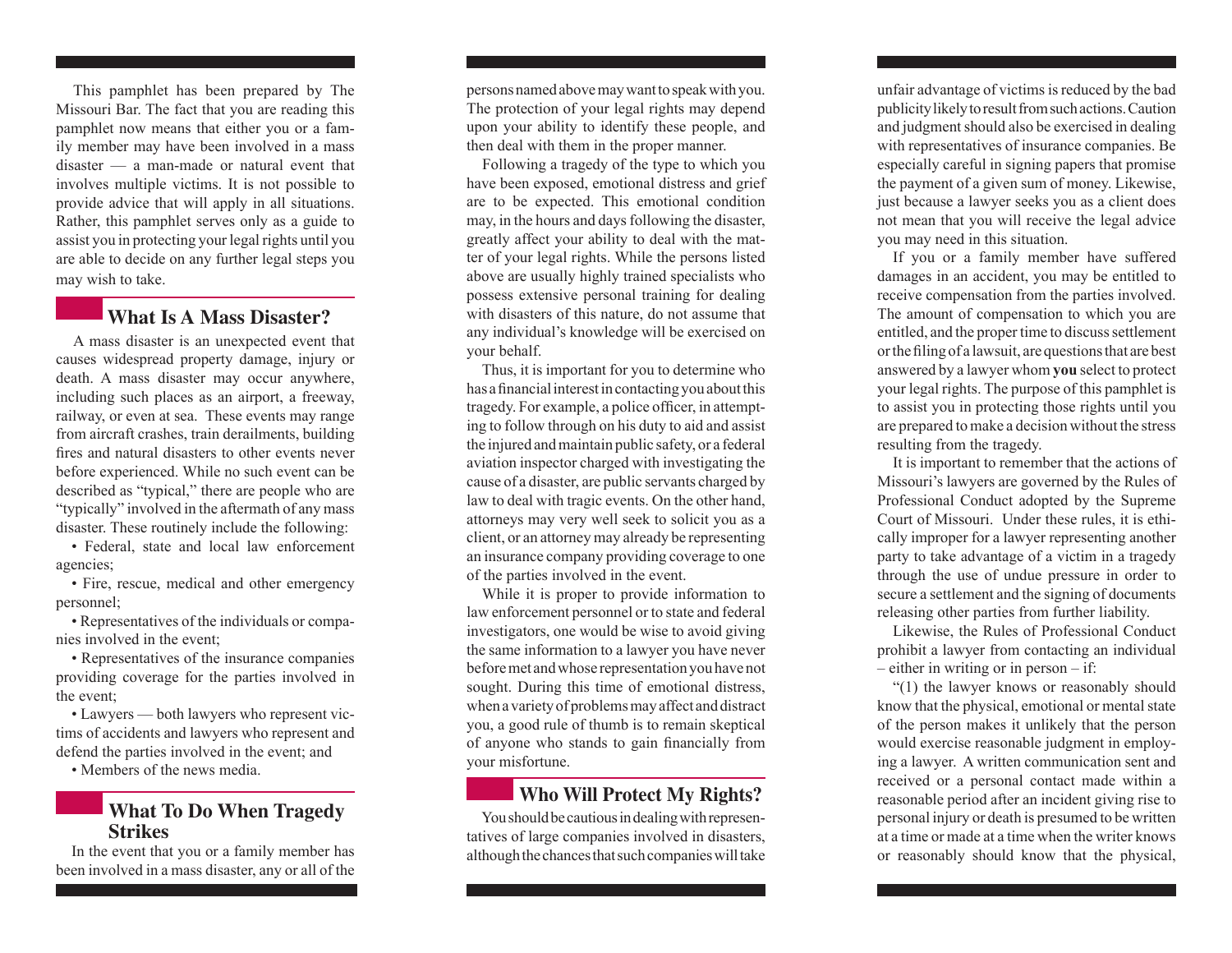This pamphlet has been prepared by The Missouri Bar. The fact that you are reading this pamphlet now means that either you or a family member may have been involved in a mass disaster — a man-made or natural event that involves multiple victims. It is not possible to provide advice that will apply in all situations. Rather, this pamphlet serves only as a guide to assist you in protecting your legal rights until you are able to decide on any further legal steps you may wish to take.

## What Is A Mass Disaster?

A mass disaster is an unexpected event that causes widespread property damage, injury or death. A mass disaster may occur anywhere, including such places as an airport, a freeway, railway, or even at sea. These events may range from aircraft crashes, train derailments, building fires and natural disasters to other events never before experienced. While no such event can be described as "typical," there are people who are "typically" involved in the aftermath of any mass disaster. These routinely include the following:

- Federal, state and local law enforcement agencies;
- Fire, rescue, medical and other emergency personnel;
- Representatives of the individuals or companies involved in the event;
- Representatives of the insurance companies providing coverage for the parties involved in the event;
- Lawyers — both lawyers who represent victims of accidents and lawyers who represent and defend the parties involved in the event; and
- Members of the news media.

## What To Do When Tragedy Strikes

In the event that you or a family member has been involved in a mass disaster, any or all of the persons named above may want to speak with you. The protection of your legal rights may depend upon your ability to identify these people, and then deal with them in the proper manner.

Following a tragedy of the type to which you have been exposed, emotional distress and grief are to be expected. This emotional condition may, in the hours and days following the disaster, greatly affect your ability to deal with the matter of your legal rights. While the persons listed above are usually highly trained specialists who possess extensive personal training for dealing with disasters of this nature, do not assume that any individual's knowledge will be exercised on your behalf.

Thus, it is important for you to determine who has a financial interest in contacting you about this tragedy. For example, a police officer, in attempting to follow through on his duty to aid and assist the injured and maintain public safety, or a federal aviation inspector charged with investigating the cause of a disaster, are public servants charged by law to deal with tragic events. On the other hand, attorneys may very well seek to solicit you as a client, or an attorney may already be representing an insurance company providing coverage to one of the parties involved in the event.

While it is proper to provide information to law enforcement personnel or to state and federal investigators, one would be wise to avoid giving the same information to a lawyer you have never before met and whose representation you have not sought. During this time of emotional distress, when a variety of problems may affect and distract you, a good rule of thumb is to remain skeptical of anyone who stands to gain financially from your misfortune.

## Who Will Protect My Rights?

You should be cautious in dealing with representatives of large companies involved in disasters, although the chances that such companies will take unfair advantage of victims is reduced by the bad publicity likely to result from such actions. Caution and judgment should also be exercised in dealing with representatives of insurance companies. Be especially careful in signing papers that promise the payment of a given sum of money. Likewise, just because a lawyer seeks you as a client does not mean that you will receive the legal advice you may need in this situation.

If you or a family member have suffered damages in an accident, you may be entitled to receive compensation from the parties involved. The amount of compensation to which you are entitled, and the proper time to discuss settlement or the filing of a lawsuit, are questions that are best answered by a lawyer whom **you** select to protect your legal rights. The purpose of this pamphlet is to assist you in protecting those rights until you are prepared to make a decision without the stress resulting from the tragedy.

It is important to remember that the actions of Missouri's lawyers are governed by the Rules of Professional Conduct adopted by the Supreme Court of Missouri. Under these rules, it is ethically improper for a lawyer representing another party to take advantage of a victim in a tragedy through the use of undue pressure in order to secure a settlement and the signing of documents releasing other parties from further liability.

Likewise, the Rules of Professional Conduct prohibit a lawyer from contacting an individual – either in writing or in person – if:

"(1) the lawyer knows or reasonably should know that the physical, emotional or mental state of the person makes it unlikely that the person would exercise reasonable judgment in employing a lawyer. A written communication sent and received or a personal contact made within a reasonable period after an incident giving rise to personal injury or death is presumed to be written at a time or made at a time when the writer knows or reasonably should know that the physical,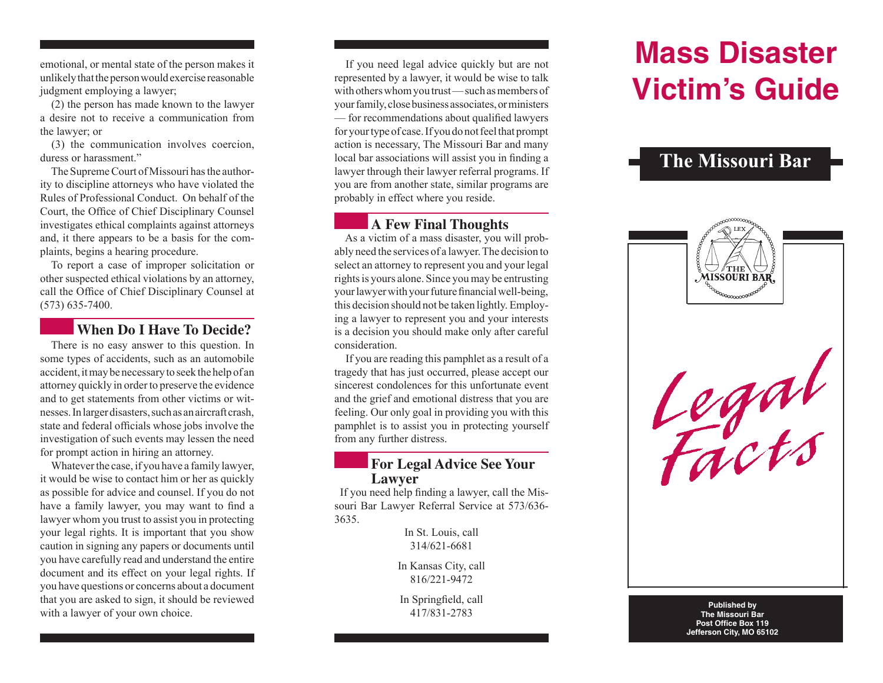emotional, or mental state of the person makes it unlikely that the person would exercise reasonable judgment employing a lawyer;

(2) the person has made known to the lawyer a desire not to receive a communication from the lawyer; or

(3) the communication involves coercion, duress or harassment."

The Supreme Court of Missouri has the authority to discipline attorneys who have violated the Rules of Professional Conduct. On behalf of the Court, the Office of Chief Disciplinary Counsel investigates ethical complaints against attorneys and, it there appears to be a basis for the complaints, begins a hearing procedure.

To report a case of improper solicitation or other suspected ethical violations by an attorney, call the Office of Chief Disciplinary Counsel at (573) 635-7400.

## When Do I Have To Decide?

There is no easy answer to this question. In some types of accidents, such as an automobile accident, it may be necessary to seek the help of an attorney quickly in order to preserve the evidence and to get statements from other victims or witnesses. In larger disasters, such as an aircraft crash, state and federal officials whose jobs involve the investigation of such events may lessen the need for prompt action in hiring an attorney.

Whatever the case, if you have a family lawyer, it would be wise to contact him or her as quickly as possible for advice and counsel. If you do not have a family lawyer, you may want to find a lawyer whom you trust to assist you in protecting your legal rights. It is important that you show caution in signing any papers or documents until you have carefully read and understand the entire document and its effect on your legal rights. If you have questions or concerns about a document that you are asked to sign, it should be reviewed with a lawyer of your own choice.

If you need legal advice quickly but are not represented by a lawyer, it would be wise to talk with others whom you trust — such as members of your family, close business associates, or ministers — for recommendations about qualified lawyers for your type of case. If you do not feel that prompt action is necessary, The Missouri Bar and many local bar associations will assist you in finding a lawyer through their lawyer referral programs. If you are from another state, similar programs are probably in effect where you reside.

## A Few Final Thoughts

As a victim of a mass disaster, you will probably need the services of a lawyer. The decision to select an attorney to represent you and your legal rights is yours alone. Since you may be entrusting your lawyer with your future financial well-being, this decision should not be taken lightly. Employing a lawyer to represent you and your interests is a decision you should make only after careful consideration.

If you are reading this pamphlet as a result of a tragedy that has just occurred, please accept our sincerest condolences for this unfortunate event and the grief and emotional distress that you are feeling. Our only goal in providing you with this pamphlet is to assist you in protecting yourself from any further distress.

## For Legal Advice See Your Lawyer

If you need help finding a lawyer, call the Missouri Bar Lawyer Referral Service at 573/636-3635.

In St. Louis, call
314/621-6681

In Kansas City, call
816/221-9472

In Springfield, call
417/831-2783

# Mass Disaster Victim's Guide

## The Missouri Bar

LEX
THE MISSOURI BAR

*Legal Facts*

**Published by**
**The Missouri Bar**
**Post Office Box 119**
**Jefferson City, MO 65102**